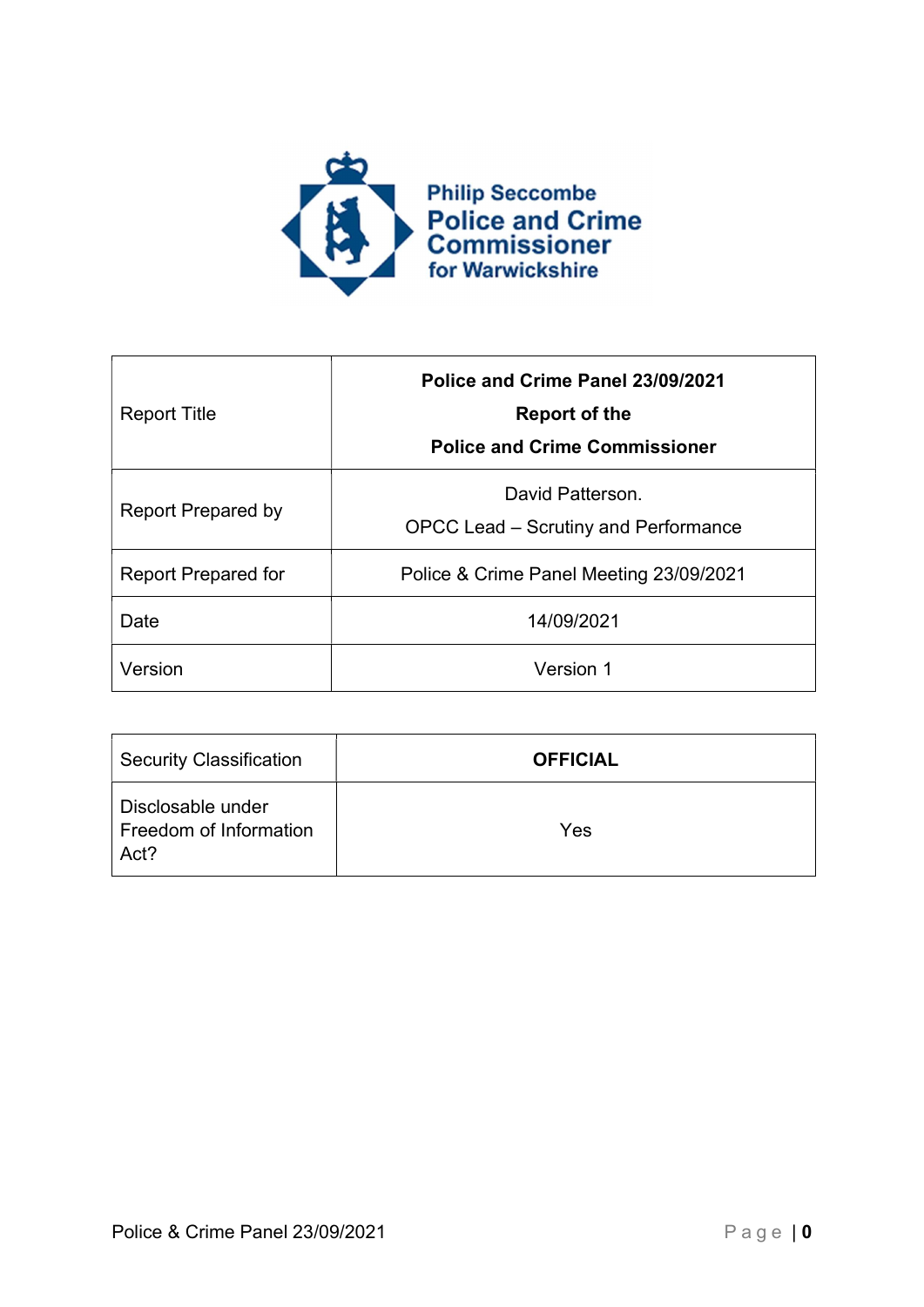**Philip Seccombe**
**Police and Crime Commissioner**
**for Warwickshire**

| Report Title | **Police and Crime Panel 23/09/2021**<br>**Report of the**<br>**Police and Crime Commissioner** |
|---|---|
| Report Prepared by | David Patterson.<br>OPCC Lead – Scrutiny and Performance |
| Report Prepared for | Police & Crime Panel Meeting 23/09/2021 |
| Date | 14/09/2021 |
| Version | Version 1 |

| Security Classification | **OFFICIAL** |
|---|---|
| Disclosable under Freedom of Information Act? | Yes |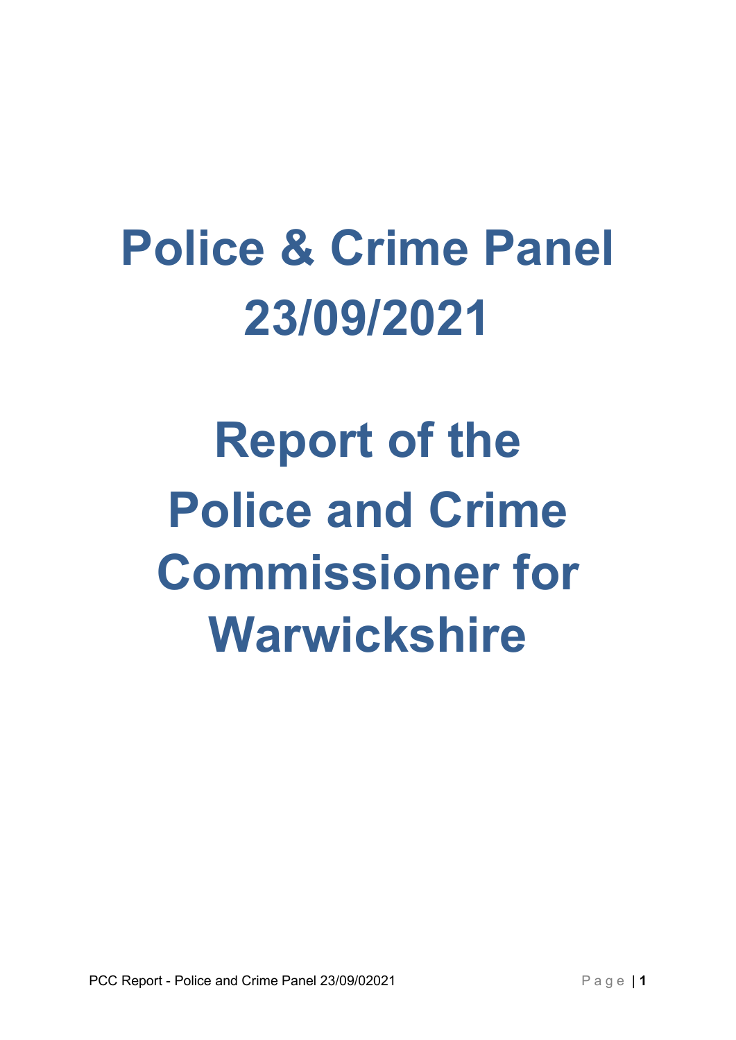# Police & Crime Panel 23/09/2021

# Report of the Police and Crime Commissioner for Warwickshire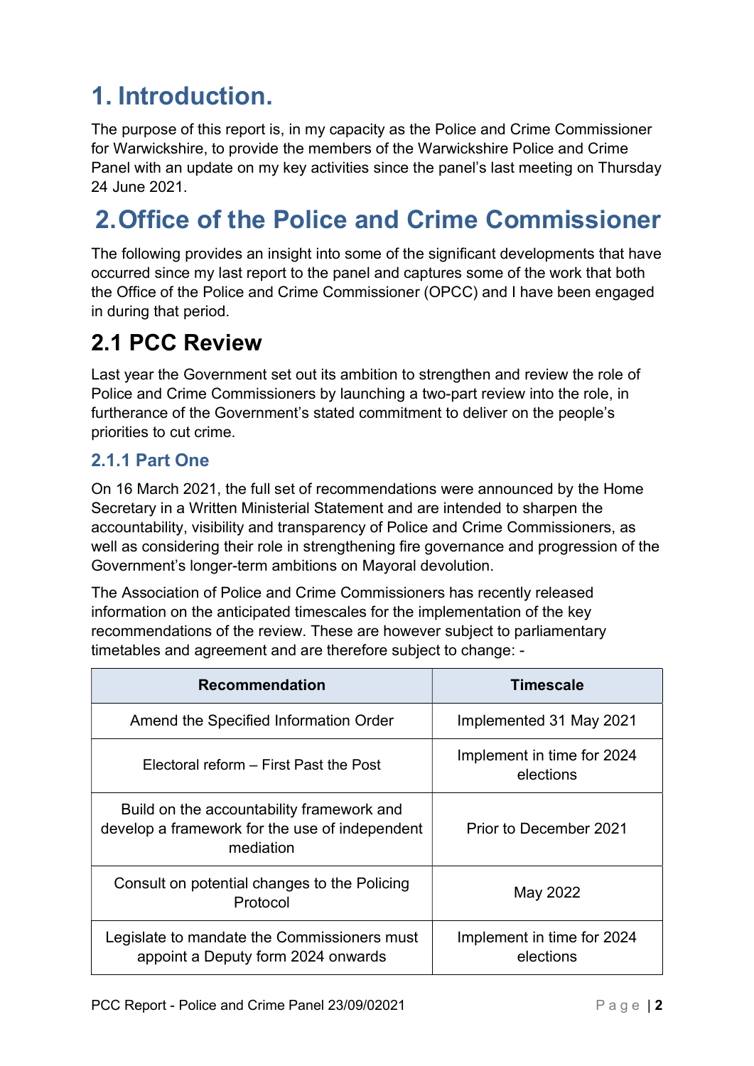# 1. Introduction.

The purpose of this report is, in my capacity as the Police and Crime Commissioner for Warwickshire, to provide the members of the Warwickshire Police and Crime Panel with an update on my key activities since the panel's last meeting on Thursday 24 June 2021.

# 2. Office of the Police and Crime Commissioner

The following provides an insight into some of the significant developments that have occurred since my last report to the panel and captures some of the work that both the Office of the Police and Crime Commissioner (OPCC) and I have been engaged in during that period.

## 2.1 PCC Review

Last year the Government set out its ambition to strengthen and review the role of Police and Crime Commissioners by launching a two-part review into the role, in furtherance of the Government's stated commitment to deliver on the people's priorities to cut crime.

### 2.1.1 Part One

On 16 March 2021, the full set of recommendations were announced by the Home Secretary in a Written Ministerial Statement and are intended to sharpen the accountability, visibility and transparency of Police and Crime Commissioners, as well as considering their role in strengthening fire governance and progression of the Government's longer-term ambitions on Mayoral devolution.

The Association of Police and Crime Commissioners has recently released information on the anticipated timescales for the implementation of the key recommendations of the review. These are however subject to parliamentary timetables and agreement and are therefore subject to change: -

| Recommendation | Timescale |
|---|---|
| Amend the Specified Information Order | Implemented 31 May 2021 |
| Electoral reform – First Past the Post | Implement in time for 2024 elections |
| Build on the accountability framework and develop a framework for the use of independent mediation | Prior to December 2021 |
| Consult on potential changes to the Policing Protocol | May 2022 |
| Legislate to mandate the Commissioners must appoint a Deputy form 2024 onwards | Implement in time for 2024 elections |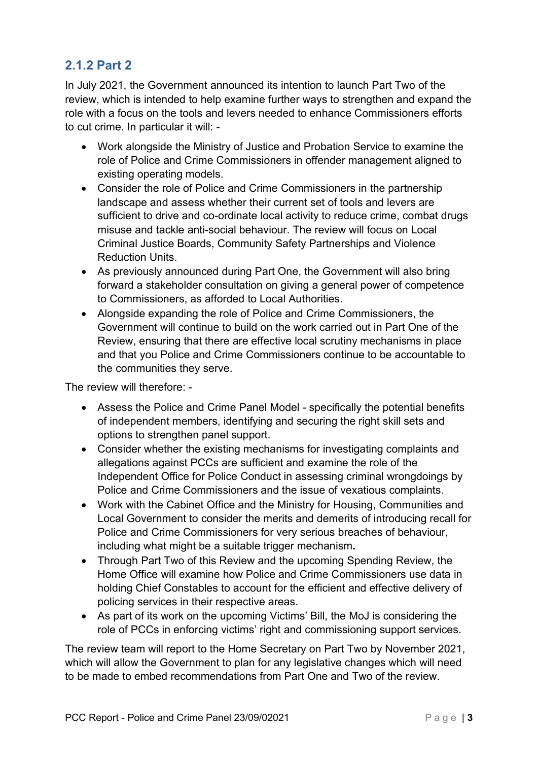### 2.1.2 Part 2

In July 2021, the Government announced its intention to launch Part Two of the review, which is intended to help examine further ways to strengthen and expand the role with a focus on the tools and levers needed to enhance Commissioners efforts to cut crime. In particular it will: -

- Work alongside the Ministry of Justice and Probation Service to examine the role of Police and Crime Commissioners in offender management aligned to existing operating models.
- Consider the role of Police and Crime Commissioners in the partnership landscape and assess whether their current set of tools and levers are sufficient to drive and co-ordinate local activity to reduce crime, combat drugs misuse and tackle anti-social behaviour. The review will focus on Local Criminal Justice Boards, Community Safety Partnerships and Violence Reduction Units.
- As previously announced during Part One, the Government will also bring forward a stakeholder consultation on giving a general power of competence to Commissioners, as afforded to Local Authorities.
- Alongside expanding the role of Police and Crime Commissioners, the Government will continue to build on the work carried out in Part One of the Review, ensuring that there are effective local scrutiny mechanisms in place and that you Police and Crime Commissioners continue to be accountable to the communities they serve.

The review will therefore: -

- Assess the Police and Crime Panel Model - specifically the potential benefits of independent members, identifying and securing the right skill sets and options to strengthen panel support.
- Consider whether the existing mechanisms for investigating complaints and allegations against PCCs are sufficient and examine the role of the Independent Office for Police Conduct in assessing criminal wrongdoings by Police and Crime Commissioners and the issue of vexatious complaints.
- Work with the Cabinet Office and the Ministry for Housing, Communities and Local Government to consider the merits and demerits of introducing recall for Police and Crime Commissioners for very serious breaches of behaviour, including what might be a suitable trigger mechanism.
- Through Part Two of this Review and the upcoming Spending Review, the Home Office will examine how Police and Crime Commissioners use data in holding Chief Constables to account for the efficient and effective delivery of policing services in their respective areas.
- As part of its work on the upcoming Victims' Bill, the MoJ is considering the role of PCCs in enforcing victims' right and commissioning support services.

The review team will report to the Home Secretary on Part Two by November 2021, which will allow the Government to plan for any legislative changes which will need to be made to embed recommendations from Part One and Two of the review.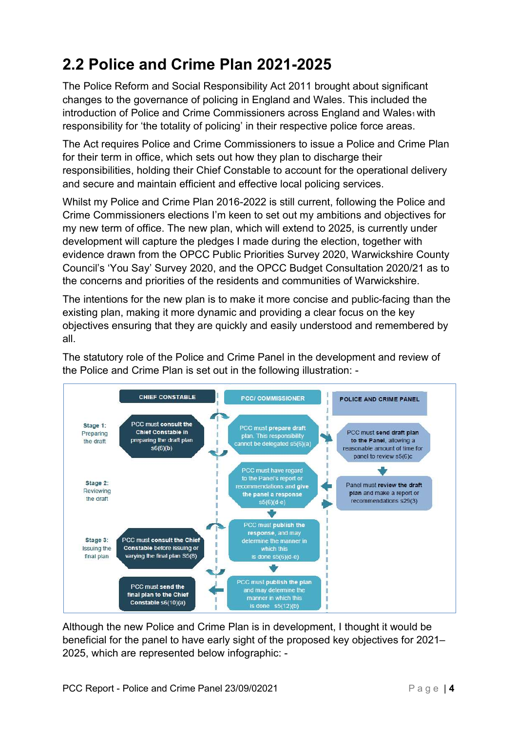## 2.2 Police and Crime Plan 2021-2025

The Police Reform and Social Responsibility Act 2011 brought about significant changes to the governance of policing in England and Wales. This included the introduction of Police and Crime Commissioners across England and Wales[1] with responsibility for 'the totality of policing' in their respective police force areas.

The Act requires Police and Crime Commissioners to issue a Police and Crime Plan for their term in office, which sets out how they plan to discharge their responsibilities, holding their Chief Constable to account for the operational delivery and secure and maintain efficient and effective local policing services.

Whilst my Police and Crime Plan 2016-2022 is still current, following the Police and Crime Commissioners elections I'm keen to set out my ambitions and objectives for my new term of office. The new plan, which will extend to 2025, is currently under development will capture the pledges I made during the election, together with evidence drawn from the OPCC Public Priorities Survey 2020, Warwickshire County Council's 'You Say' Survey 2020, and the OPCC Budget Consultation 2020/21 as to the concerns and priorities of the residents and communities of Warwickshire.

The intentions for the new plan is to make it more concise and public-facing than the existing plan, making it more dynamic and providing a clear focus on the key objectives ensuring that they are quickly and easily understood and remembered by all.

The statutory role of the Police and Crime Panel in the development and review of the Police and Crime Plan is set out in the following illustration: -

| | CHIEF CONSTABLE | PCC/ COMMISSIONER | POLICE AND CRIME PANEL |
|---|---|---|---|
| Stage 1: Preparing the draft | PCC must consult the Chief Constable in preparing the draft plan s5(6)(b) | PCC must prepare draft plan. This responsibility cannot be delegated s5(6)(a) | PCC must send draft plan to the Panel, allowing a reasonable amount of time for panel to review s5(6)c |
| Stage 2: Reviewing the draft | | PCC must have regard to the Panel's report or recommendations and give the panel a response s5(6)(d-e) | Panel must review the draft plan and make a report or recommendations s29(3) |
| Stage 3: Issuing the final plan | PCC must consult the Chief Constable before issuing or varying the final plan S5(8) | PCC must publish the response, and may determine the manner in which this is done s5(6)(d-e) | |
| | PCC must send the final plan to the Chief Constable s6(10)(a) | PCC must publish the plan and may determine the manner in which this is done s5(12)(b) | |

Although the new Police and Crime Plan is in development, I thought it would be beneficial for the panel to have early sight of the proposed key objectives for 2021–2025, which are represented below infographic: -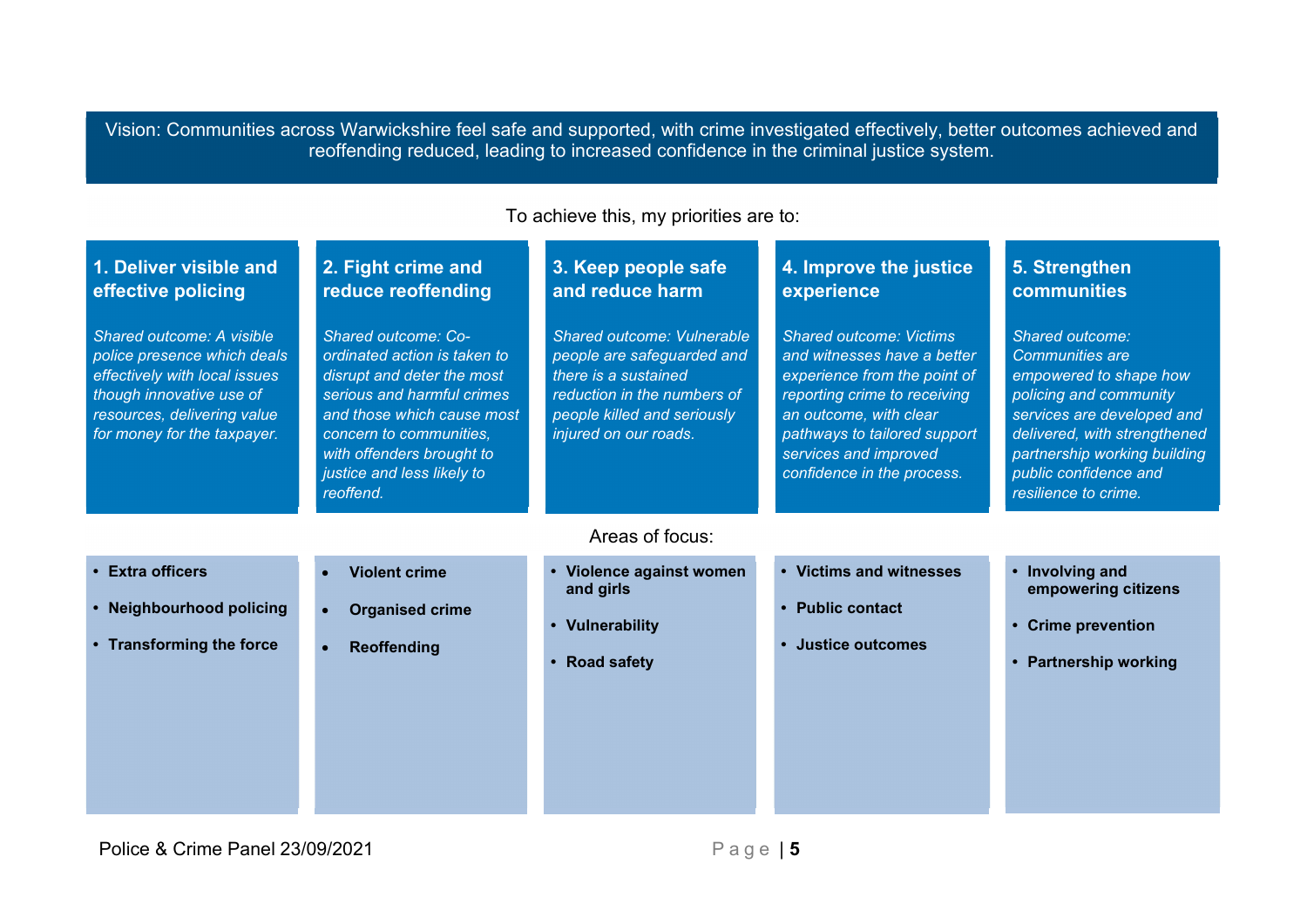Vision: Communities across Warwickshire feel safe and supported, with crime investigated effectively, better outcomes achieved and reoffending reduced, leading to increased confidence in the criminal justice system.

To achieve this, my priorities are to:

| 1. Deliver visible and effective policing | 2. Fight crime and reduce reoffending | 3. Keep people safe and reduce harm | 4. Improve the justice experience | 5. Strengthen communities |
|---|---|---|---|---|
| *Shared outcome: A visible police presence which deals effectively with local issues though innovative use of resources, delivering value for money for the taxpayer.* | *Shared outcome: Co-ordinated action is taken to disrupt and deter the most serious and harmful crimes and those which cause most concern to communities, with offenders brought to justice and less likely to reoffend.* | *Shared outcome: Vulnerable people are safeguarded and there is a sustained reduction in the numbers of people killed and seriously injured on our roads.* | *Shared outcome: Victims and witnesses have a better experience from the point of reporting crime to receiving an outcome, with clear pathways to tailored support services and improved confidence in the process.* | *Shared outcome: Communities are empowered to shape how policing and community services are developed and delivered, with strengthened partnership working building public confidence and resilience to crime.* |

Areas of focus:

| 1. Deliver visible and effective policing | 2. Fight crime and reduce reoffending | 3. Keep people safe and reduce harm | 4. Improve the justice experience | 5. Strengthen communities |
|---|---|---|---|---|
| **Extra officers** | **Violent crime** | **Violence against women and girls** | **Victims and witnesses** | **Involving and empowering citizens** |
| **Neighbourhood policing** | **Organised crime** | **Vulnerability** | **Public contact** | **Crime prevention** |
| **Transforming the force** | **Reoffending** | **Road safety** | **Justice outcomes** | **Partnership working** |

Police & Crime Panel 23/09/2021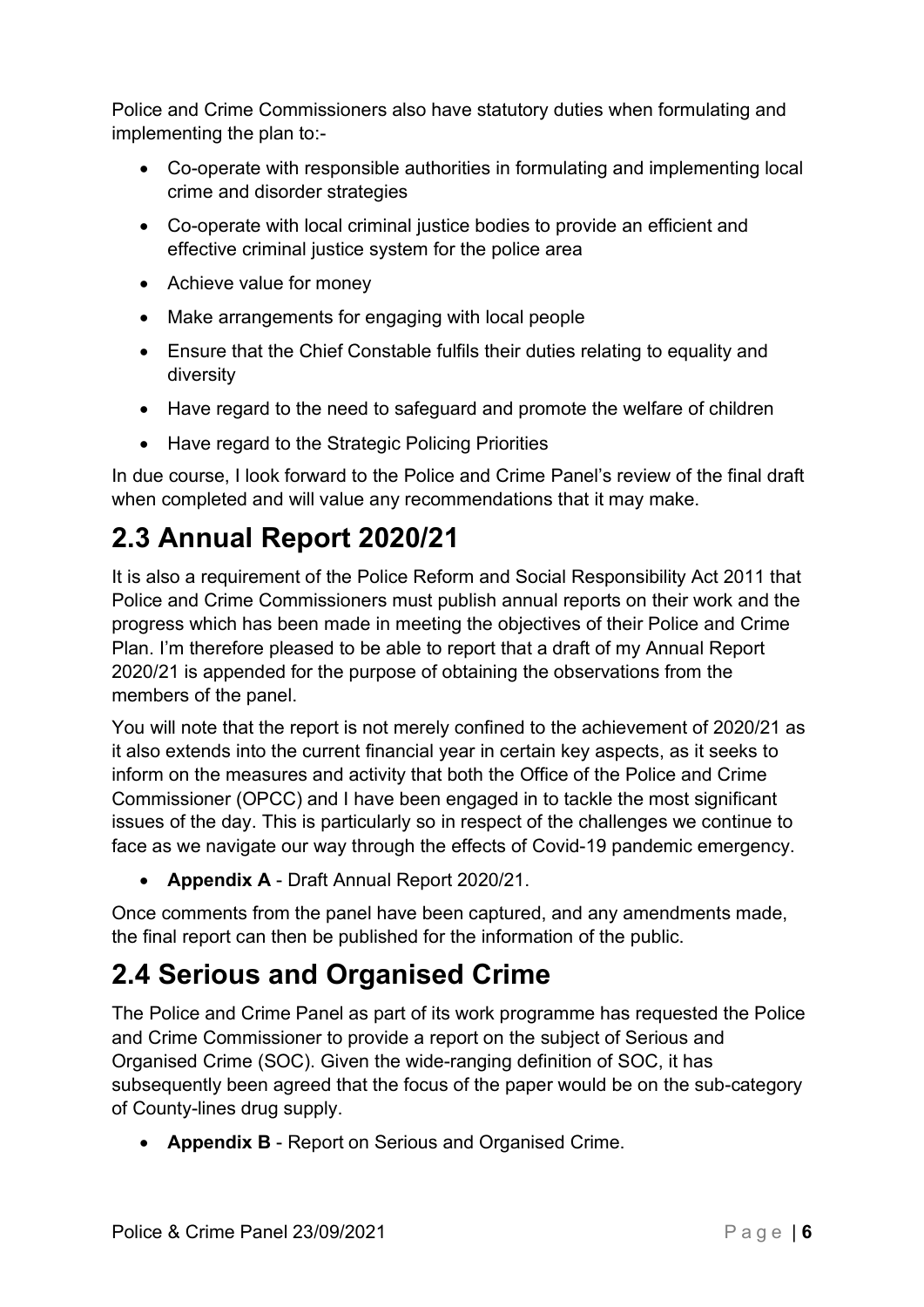Police and Crime Commissioners also have statutory duties when formulating and implementing the plan to:-

- Co-operate with responsible authorities in formulating and implementing local crime and disorder strategies
- Co-operate with local criminal justice bodies to provide an efficient and effective criminal justice system for the police area
- Achieve value for money
- Make arrangements for engaging with local people
- Ensure that the Chief Constable fulfils their duties relating to equality and diversity
- Have regard to the need to safeguard and promote the welfare of children
- Have regard to the Strategic Policing Priorities

In due course, I look forward to the Police and Crime Panel's review of the final draft when completed and will value any recommendations that it may make.

## 2.3 Annual Report 2020/21

It is also a requirement of the Police Reform and Social Responsibility Act 2011 that Police and Crime Commissioners must publish annual reports on their work and the progress which has been made in meeting the objectives of their Police and Crime Plan. I'm therefore pleased to be able to report that a draft of my Annual Report 2020/21 is appended for the purpose of obtaining the observations from the members of the panel.

You will note that the report is not merely confined to the achievement of 2020/21 as it also extends into the current financial year in certain key aspects, as it seeks to inform on the measures and activity that both the Office of the Police and Crime Commissioner (OPCC) and I have been engaged in to tackle the most significant issues of the day. This is particularly so in respect of the challenges we continue to face as we navigate our way through the effects of Covid-19 pandemic emergency.

- **Appendix A** - Draft Annual Report 2020/21.

Once comments from the panel have been captured, and any amendments made, the final report can then be published for the information of the public.

## 2.4 Serious and Organised Crime

The Police and Crime Panel as part of its work programme has requested the Police and Crime Commissioner to provide a report on the subject of Serious and Organised Crime (SOC). Given the wide-ranging definition of SOC, it has subsequently been agreed that the focus of the paper would be on the sub-category of County-lines drug supply.

- **Appendix B** - Report on Serious and Organised Crime.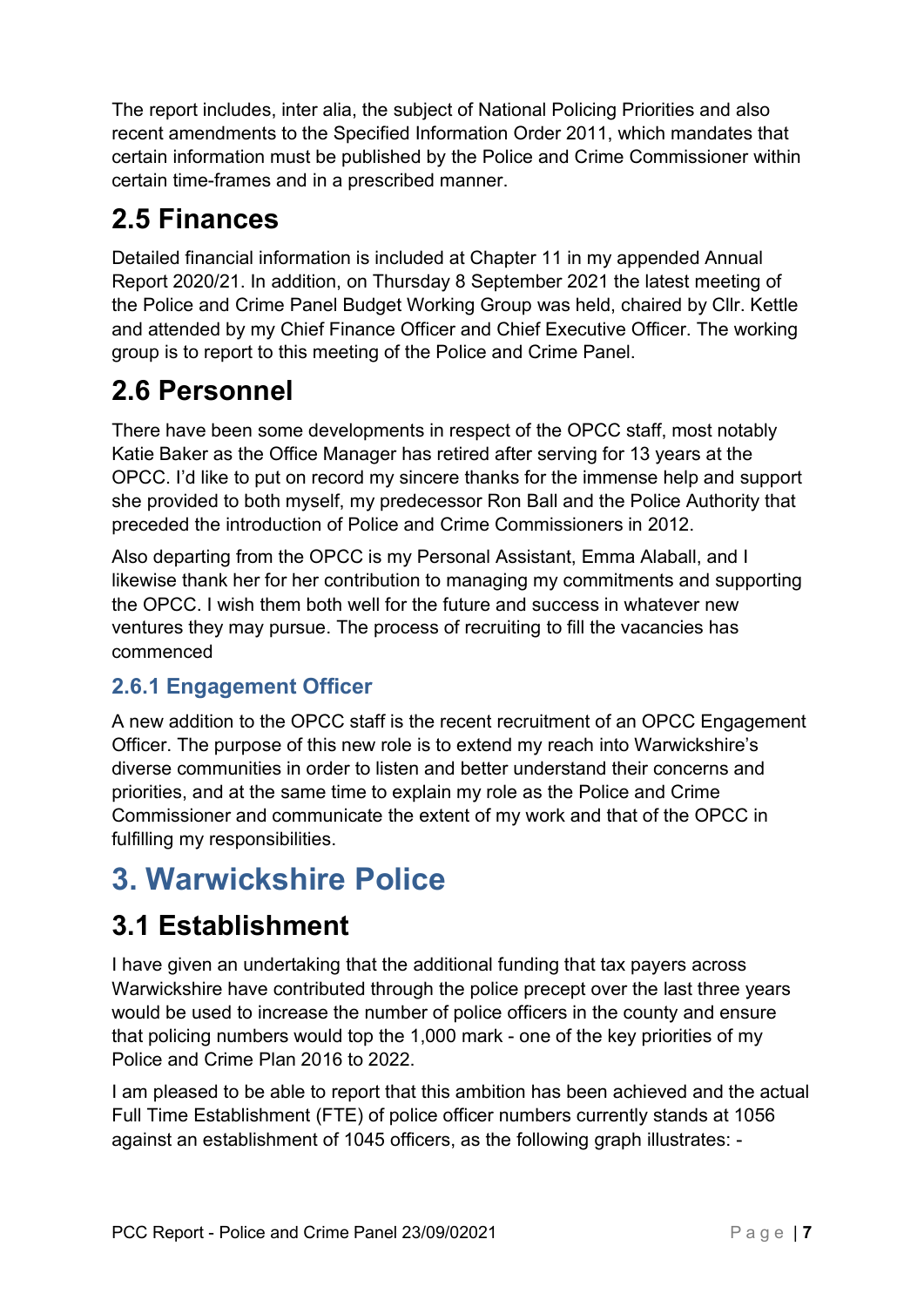The report includes, inter alia, the subject of National Policing Priorities and also recent amendments to the Specified Information Order 2011, which mandates that certain information must be published by the Police and Crime Commissioner within certain time-frames and in a prescribed manner.

## 2.5 Finances

Detailed financial information is included at Chapter 11 in my appended Annual Report 2020/21. In addition, on Thursday 8 September 2021 the latest meeting of the Police and Crime Panel Budget Working Group was held, chaired by Cllr. Kettle and attended by my Chief Finance Officer and Chief Executive Officer. The working group is to report to this meeting of the Police and Crime Panel.

## 2.6 Personnel

There have been some developments in respect of the OPCC staff, most notably Katie Baker as the Office Manager has retired after serving for 13 years at the OPCC. I'd like to put on record my sincere thanks for the immense help and support she provided to both myself, my predecessor Ron Ball and the Police Authority that preceded the introduction of Police and Crime Commissioners in 2012.

Also departing from the OPCC is my Personal Assistant, Emma Alaball, and I likewise thank her for her contribution to managing my commitments and supporting the OPCC. I wish them both well for the future and success in whatever new ventures they may pursue. The process of recruiting to fill the vacancies has commenced

### 2.6.1 Engagement Officer

A new addition to the OPCC staff is the recent recruitment of an OPCC Engagement Officer. The purpose of this new role is to extend my reach into Warwickshire's diverse communities in order to listen and better understand their concerns and priorities, and at the same time to explain my role as the Police and Crime Commissioner and communicate the extent of my work and that of the OPCC in fulfilling my responsibilities.

# 3. Warwickshire Police

## 3.1 Establishment

I have given an undertaking that the additional funding that tax payers across Warwickshire have contributed through the police precept over the last three years would be used to increase the number of police officers in the county and ensure that policing numbers would top the 1,000 mark - one of the key priorities of my Police and Crime Plan 2016 to 2022.

I am pleased to be able to report that this ambition has been achieved and the actual Full Time Establishment (FTE) of police officer numbers currently stands at 1056 against an establishment of 1045 officers, as the following graph illustrates: -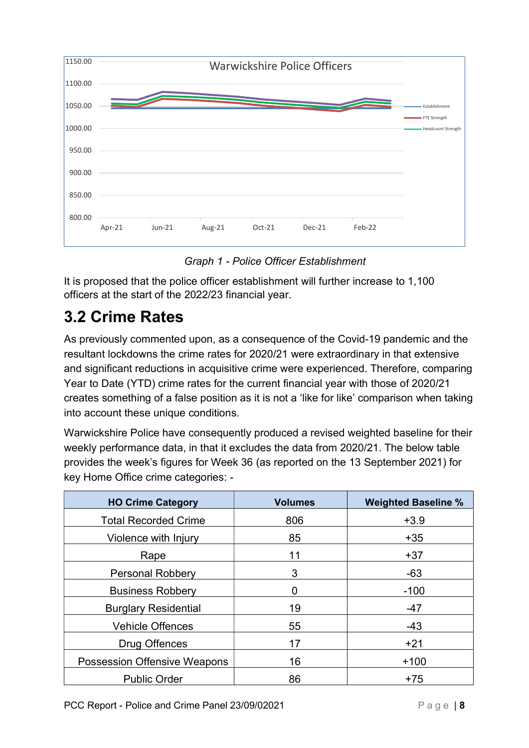*Graph 1 - Police Officer Establishment*

It is proposed that the police officer establishment will further increase to 1,100 officers at the start of the 2022/23 financial year.

## 3.2 Crime Rates

As previously commented upon, as a consequence of the Covid-19 pandemic and the resultant lockdowns the crime rates for 2020/21 were extraordinary in that extensive and significant reductions in acquisitive crime were experienced. Therefore, comparing Year to Date (YTD) crime rates for the current financial year with those of 2020/21 creates something of a false position as it is not a 'like for like' comparison when taking into account these unique conditions.

Warwickshire Police have consequently produced a revised weighted baseline for their weekly performance data, in that it excludes the data from 2020/21. The below table provides the week's figures for Week 36 (as reported on the 13 September 2021) for key Home Office crime categories: -

| HO Crime Category | Volumes | Weighted Baseline % |
|---|---|---|
| Total Recorded Crime | 806 | +3.9 |
| Violence with Injury | 85 | +35 |
| Rape | 11 | +37 |
| Personal Robbery | 3 | -63 |
| Business Robbery | 0 | -100 |
| Burglary Residential | 19 | -47 |
| Vehicle Offences | 55 | -43 |
| Drug Offences | 17 | +21 |
| Possession Offensive Weapons | 16 | +100 |
| Public Order | 86 | +75 |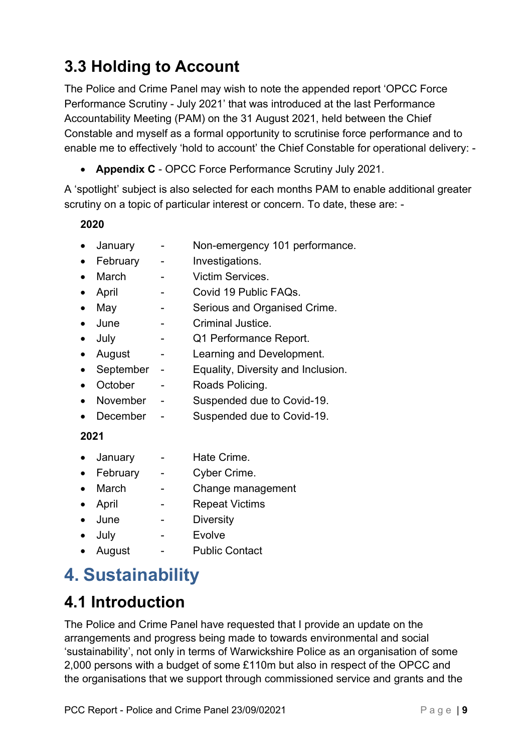## 3.3 Holding to Account

The Police and Crime Panel may wish to note the appended report 'OPCC Force Performance Scrutiny - July 2021' that was introduced at the last Performance Accountability Meeting (PAM) on the 31 August 2021, held between the Chief Constable and myself as a formal opportunity to scrutinise force performance and to enable me to effectively 'hold to account' the Chief Constable for operational delivery: -

- **Appendix C** - OPCC Force Performance Scrutiny July 2021.

A 'spotlight' subject is also selected for each months PAM to enable additional greater scrutiny on a topic of particular interest or concern. To date, these are: -

**2020**

- January - Non-emergency 101 performance.
- February - Investigations.
- March - Victim Services.
- April - Covid 19 Public FAQs.
- May - Serious and Organised Crime.
- June - Criminal Justice.
- July - Q1 Performance Report.
- August - Learning and Development.
- September - Equality, Diversity and Inclusion.
- October - Roads Policing.
- November - Suspended due to Covid-19.
- December - Suspended due to Covid-19.

**2021**

- January - Hate Crime.
- February - Cyber Crime.
- March - Change management
- April - Repeat Victims
- June - Diversity
- July - Evolve
- August - Public Contact

# 4. Sustainability

## 4.1 Introduction

The Police and Crime Panel have requested that I provide an update on the arrangements and progress being made to towards environmental and social 'sustainability', not only in terms of Warwickshire Police as an organisation of some 2,000 persons with a budget of some £110m but also in respect of the OPCC and the organisations that we support through commissioned service and grants and the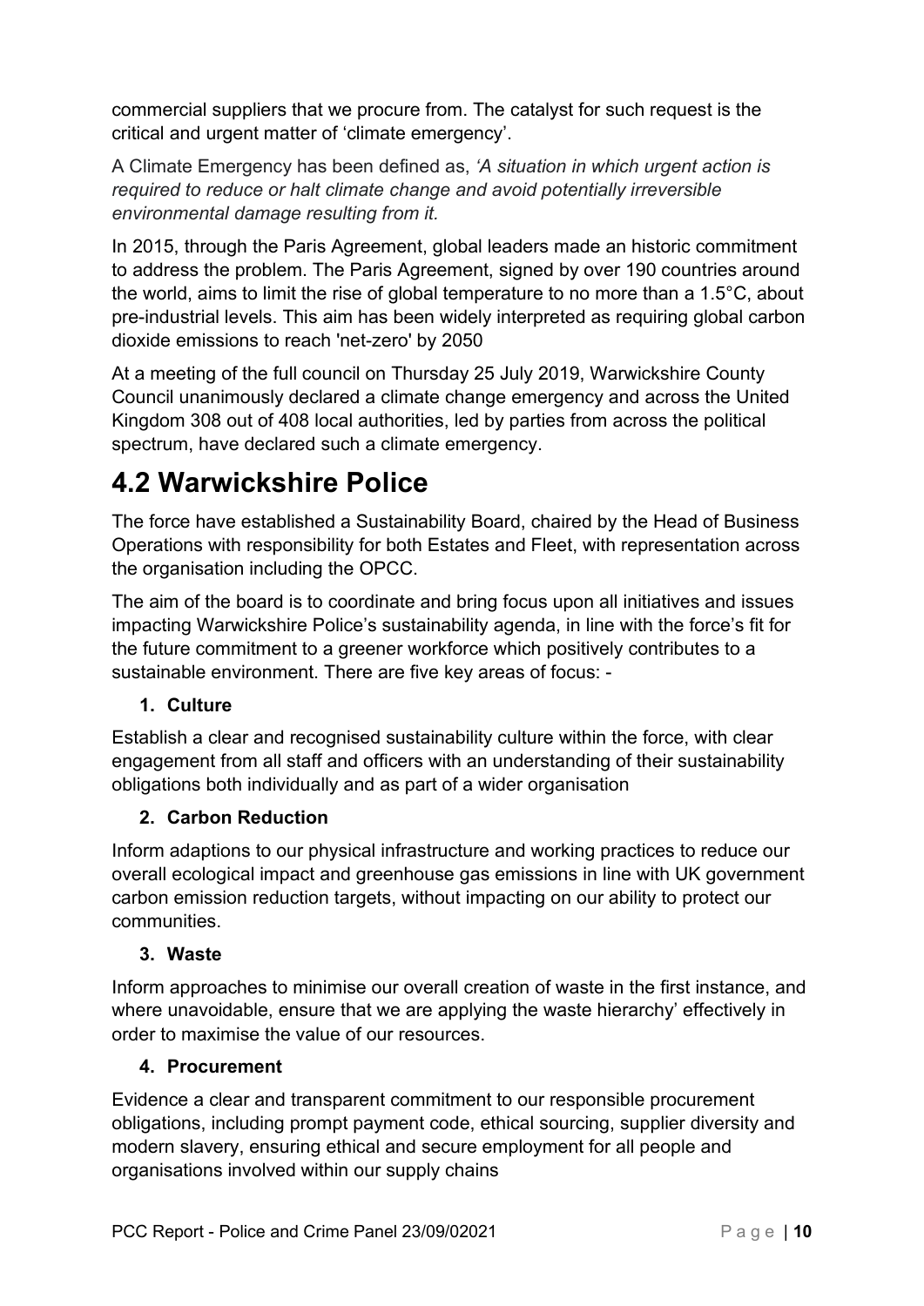commercial suppliers that we procure from. The catalyst for such request is the critical and urgent matter of 'climate emergency'.

A Climate Emergency has been defined as, *'A situation in which urgent action is required to reduce or halt climate change and avoid potentially irreversible environmental damage resulting from it.*

In 2015, through the Paris Agreement, global leaders made an historic commitment to address the problem. The Paris Agreement, signed by over 190 countries around the world, aims to limit the rise of global temperature to no more than a 1.5°C, about pre-industrial levels. This aim has been widely interpreted as requiring global carbon dioxide emissions to reach 'net-zero' by 2050

At a meeting of the full council on Thursday 25 July 2019, Warwickshire County Council unanimously declared a climate change emergency and across the United Kingdom 308 out of 408 local authorities, led by parties from across the political spectrum, have declared such a climate emergency.

# 4.2 Warwickshire Police

The force have established a Sustainability Board, chaired by the Head of Business Operations with responsibility for both Estates and Fleet, with representation across the organisation including the OPCC.

The aim of the board is to coordinate and bring focus upon all initiatives and issues impacting Warwickshire Police's sustainability agenda, in line with the force's fit for the future commitment to a greener workforce which positively contributes to a sustainable environment. There are five key areas of focus: -

1. **Culture**

Establish a clear and recognised sustainability culture within the force, with clear engagement from all staff and officers with an understanding of their sustainability obligations both individually and as part of a wider organisation

2. **Carbon Reduction**

Inform adaptions to our physical infrastructure and working practices to reduce our overall ecological impact and greenhouse gas emissions in line with UK government carbon emission reduction targets, without impacting on our ability to protect our communities.

3. **Waste**

Inform approaches to minimise our overall creation of waste in the first instance, and where unavoidable, ensure that we are applying the waste hierarchy' effectively in order to maximise the value of our resources.

4. **Procurement**

Evidence a clear and transparent commitment to our responsible procurement obligations, including prompt payment code, ethical sourcing, supplier diversity and modern slavery, ensuring ethical and secure employment for all people and organisations involved within our supply chains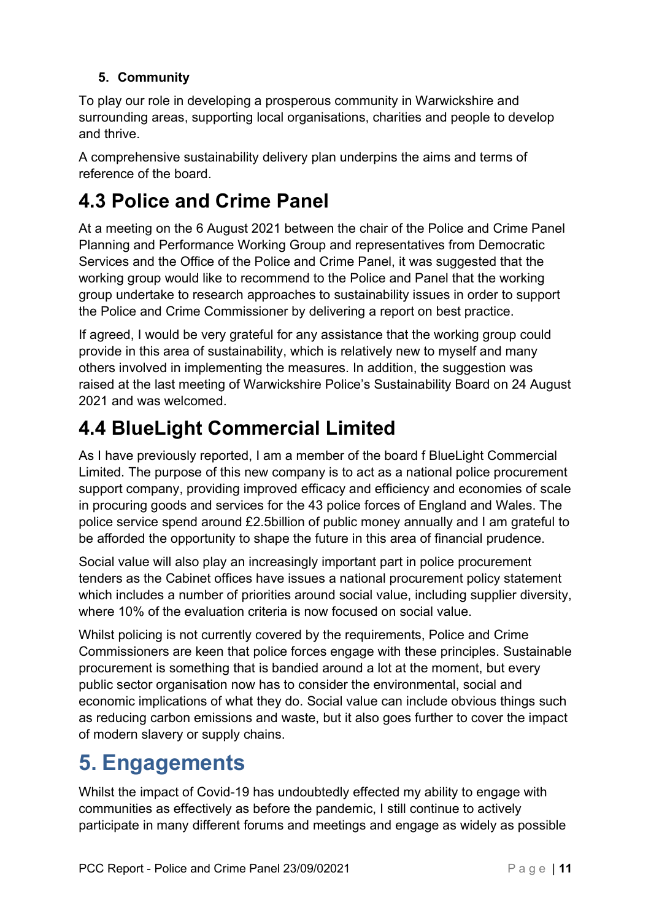5. **Community**

To play our role in developing a prosperous community in Warwickshire and surrounding areas, supporting local organisations, charities and people to develop and thrive.

A comprehensive sustainability delivery plan underpins the aims and terms of reference of the board.

## 4.3 Police and Crime Panel

At a meeting on the 6 August 2021 between the chair of the Police and Crime Panel Planning and Performance Working Group and representatives from Democratic Services and the Office of the Police and Crime Panel, it was suggested that the working group would like to recommend to the Police and Panel that the working group undertake to research approaches to sustainability issues in order to support the Police and Crime Commissioner by delivering a report on best practice.

If agreed, I would be very grateful for any assistance that the working group could provide in this area of sustainability, which is relatively new to myself and many others involved in implementing the measures. In addition, the suggestion was raised at the last meeting of Warwickshire Police's Sustainability Board on 24 August 2021 and was welcomed.

## 4.4 BlueLight Commercial Limited

As I have previously reported, I am a member of the board f BlueLight Commercial Limited. The purpose of this new company is to act as a national police procurement support company, providing improved efficacy and efficiency and economies of scale in procuring goods and services for the 43 police forces of England and Wales. The police service spend around £2.5billion of public money annually and I am grateful to be afforded the opportunity to shape the future in this area of financial prudence.

Social value will also play an increasingly important part in police procurement tenders as the Cabinet offices have issues a national procurement policy statement which includes a number of priorities around social value, including supplier diversity, where 10% of the evaluation criteria is now focused on social value.

Whilst policing is not currently covered by the requirements, Police and Crime Commissioners are keen that police forces engage with these principles. Sustainable procurement is something that is bandied around a lot at the moment, but every public sector organisation now has to consider the environmental, social and economic implications of what they do. Social value can include obvious things such as reducing carbon emissions and waste, but it also goes further to cover the impact of modern slavery or supply chains.

# 5. Engagements

Whilst the impact of Covid-19 has undoubtedly effected my ability to engage with communities as effectively as before the pandemic, I still continue to actively participate in many different forums and meetings and engage as widely as possible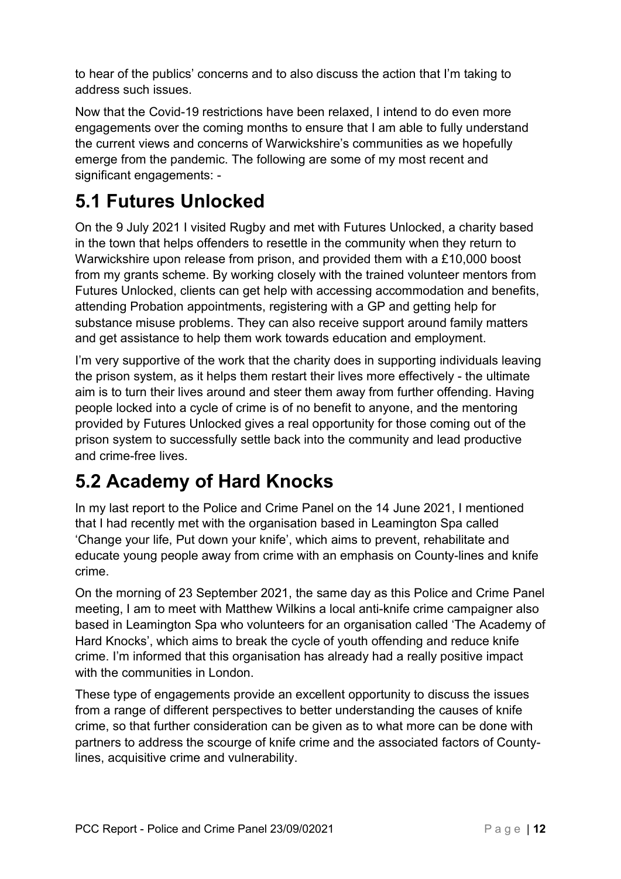to hear of the publics' concerns and to also discuss the action that I'm taking to address such issues.

Now that the Covid-19 restrictions have been relaxed, I intend to do even more engagements over the coming months to ensure that I am able to fully understand the current views and concerns of Warwickshire's communities as we hopefully emerge from the pandemic. The following are some of my most recent and significant engagements: -

## 5.1 Futures Unlocked

On the 9 July 2021 I visited Rugby and met with Futures Unlocked, a charity based in the town that helps offenders to resettle in the community when they return to Warwickshire upon release from prison, and provided them with a £10,000 boost from my grants scheme. By working closely with the trained volunteer mentors from Futures Unlocked, clients can get help with accessing accommodation and benefits, attending Probation appointments, registering with a GP and getting help for substance misuse problems. They can also receive support around family matters and get assistance to help them work towards education and employment.

I'm very supportive of the work that the charity does in supporting individuals leaving the prison system, as it helps them restart their lives more effectively - the ultimate aim is to turn their lives around and steer them away from further offending. Having people locked into a cycle of crime is of no benefit to anyone, and the mentoring provided by Futures Unlocked gives a real opportunity for those coming out of the prison system to successfully settle back into the community and lead productive and crime-free lives.

## 5.2 Academy of Hard Knocks

In my last report to the Police and Crime Panel on the 14 June 2021, I mentioned that I had recently met with the organisation based in Leamington Spa called 'Change your life, Put down your knife', which aims to prevent, rehabilitate and educate young people away from crime with an emphasis on County-lines and knife crime.

On the morning of 23 September 2021, the same day as this Police and Crime Panel meeting, I am to meet with Matthew Wilkins a local anti-knife crime campaigner also based in Leamington Spa who volunteers for an organisation called 'The Academy of Hard Knocks', which aims to break the cycle of youth offending and reduce knife crime. I'm informed that this organisation has already had a really positive impact with the communities in London.

These type of engagements provide an excellent opportunity to discuss the issues from a range of different perspectives to better understanding the causes of knife crime, so that further consideration can be given as to what more can be done with partners to address the scourge of knife crime and the associated factors of County-lines, acquisitive crime and vulnerability.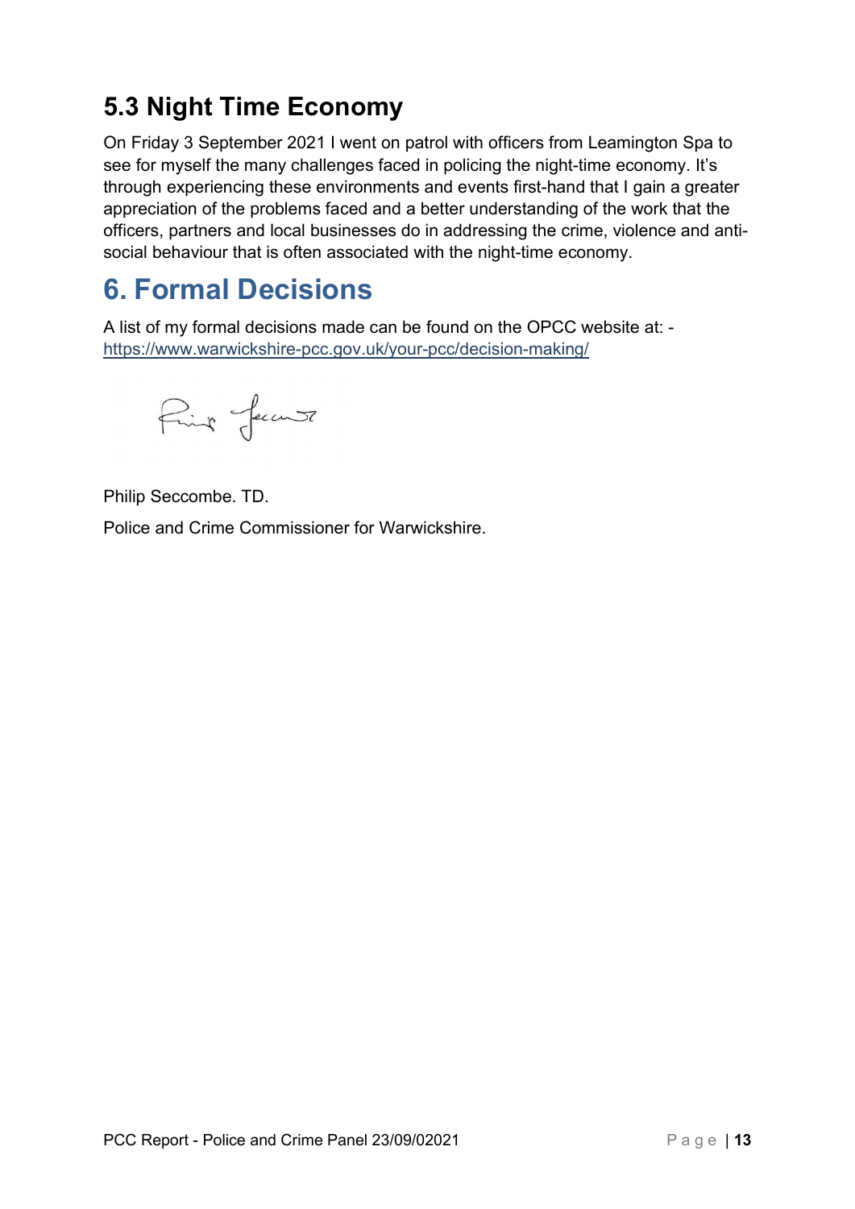## 5.3 Night Time Economy

On Friday 3 September 2021 I went on patrol with officers from Leamington Spa to see for myself the many challenges faced in policing the night-time economy. It's through experiencing these environments and events first-hand that I gain a greater appreciation of the problems faced and a better understanding of the work that the officers, partners and local businesses do in addressing the crime, violence and anti-social behaviour that is often associated with the night-time economy.

# 6. Formal Decisions

A list of my formal decisions made can be found on the OPCC website at: - https://www.warwickshire-pcc.gov.uk/your-pcc/decision-making/

Philip Seccombe. TD.

Police and Crime Commissioner for Warwickshire.